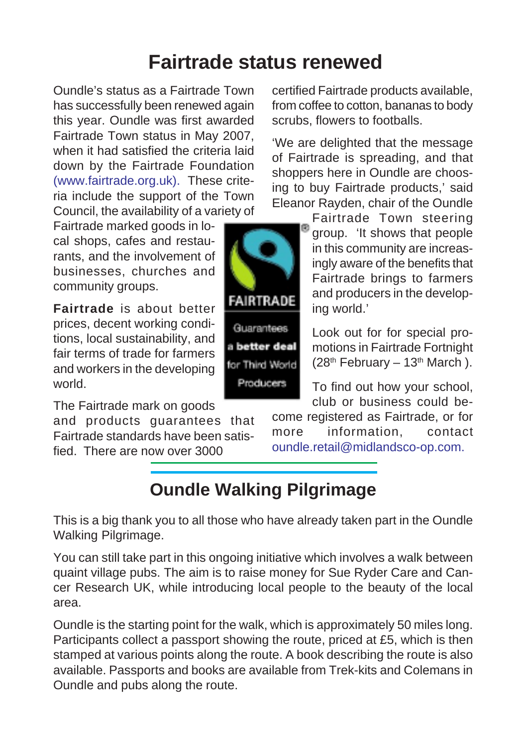# Fairtrade status renewed

Oundle's status as a Fairtrade Town has successfully been renewed again this year. Oundle was first awarded Fairtrade Town status in May 2007, when it had satisfied the criteria laid down by the Fairtrade Foundation (www.fairtrade.org.uk). These criteria include the support of the Town Council, the availability of a variety of Fairtrade marked goods in local shops, cafes and restaurants, and the involvement of businesses, churches and community groups.

**Fairtrade** is about better prices, decent working conditions, local sustainability, and fair terms of trade for farmers and workers in the developing world.

The Fairtrade mark on goods and products guarantees that Fairtrade standards have been satisfied. There are now over 3000 certified Fairtrade products available, from coffee to cotton, bananas to body scrubs, flowers to footballs.

'We are delighted that the message of Fairtrade is spreading, and that shoppers here in Oundle are choosing to buy Fairtrade products,' said Eleanor Rayden, chair of the Oundle Fairtrade Town steering group. 'It shows that people in this community are increasingly aware of the benefits that Fairtrade brings to farmers and producers in the developing world.'

Look out for for special promotions in Fairtrade Fortnight (28th February – 13th March ).

To find out how your school, club or business could become registered as Fairtrade, or for more information, contact oundle.retail@midlandsco-op.com.

FAIRTRADE

Guarantees **a better deal** for Third World Producers

# Oundle Walking Pilgrimage

This is a big thank you to all those who have already taken part in the Oundle Walking Pilgrimage.

You can still take part in this ongoing initiative which involves a walk between quaint village pubs. The aim is to raise money for Sue Ryder Care and Cancer Research UK, while introducing local people to the beauty of the local area.

Oundle is the starting point for the walk, which is approximately 50 miles long. Participants collect a passport showing the route, priced at £5, which is then stamped at various points along the route. A book describing the route is also available. Passports and books are available from Trek-kits and Colemans in Oundle and pubs along the route.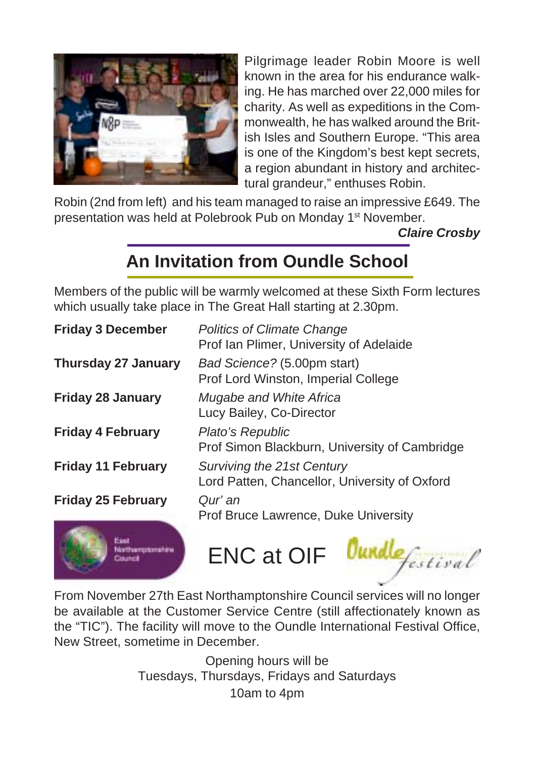Pilgrimage leader Robin Moore is well known in the area for his endurance walking. He has marched over 22,000 miles for charity. As well as expeditions in the Commonwealth, he has walked around the British Isles and Southern Europe. "This area is one of the Kingdom's best kept secrets, a region abundant in history and architectural grandeur," enthuses Robin.

Robin (2nd from left) and his team managed to raise an impressive £649. The presentation was held at Polebrook Pub on Monday 1st November.

***Claire Crosby***

## An Invitation from Oundle School

Members of the public will be warmly welcomed at these Sixth Form lectures which usually take place in The Great Hall starting at 2.30pm.

| | |
|---|---|
| **Friday 3 December** | *Politics of Climate Change*<br>Prof Ian Plimer, University of Adelaide |
| **Thursday 27 January** | *Bad Science?* (5.00pm start)<br>Prof Lord Winston, Imperial College |
| **Friday 28 January** | *Mugabe and White Africa*<br>Lucy Bailey, Co-Director |
| **Friday 4 February** | *Plato's Republic*<br>Prof Simon Blackburn, University of Cambridge |
| **Friday 11 February** | *Surviving the 21st Century*<br>Lord Patten, Chancellor, University of Oxford |
| **Friday 25 February** | *Qur' an*<br>Prof Bruce Lawrence, Duke University |

## ENC at OIF

From November 27th East Northamptonshire Council services will no longer be available at the Customer Service Centre (still affectionately known as the "TIC"). The facility will move to the Oundle International Festival Office, New Street, sometime in December.

Opening hours will be
Tuesdays, Thursdays, Fridays and Saturdays
10am to 4pm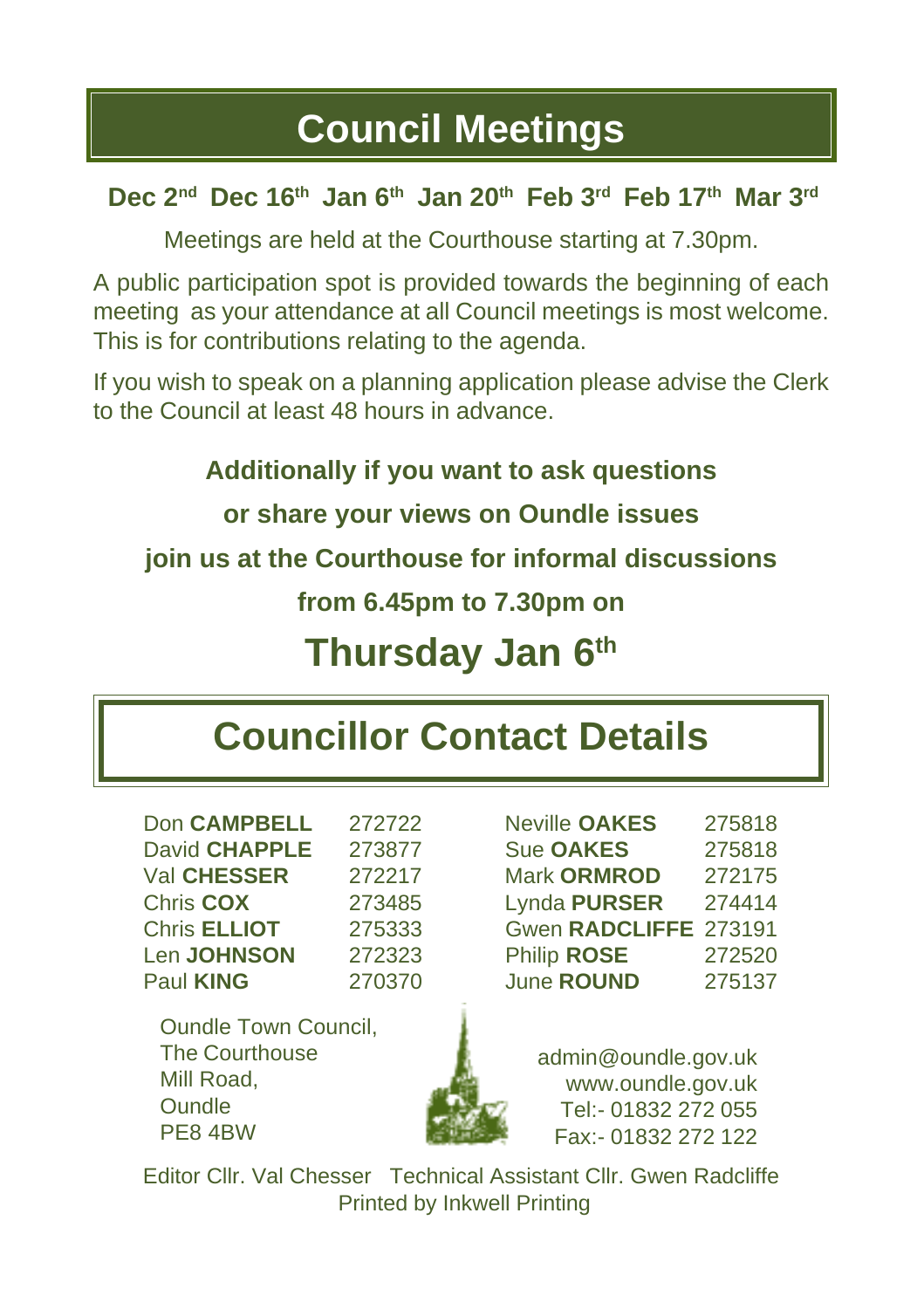# Council Meetings

**Dec 2nd Dec 16th Jan 6th Jan 20th Feb 3rd Feb 17th Mar 3rd**

Meetings are held at the Courthouse starting at 7.30pm.

A public participation spot is provided towards the beginning of each meeting as your attendance at all Council meetings is most welcome. This is for contributions relating to the agenda.

If you wish to speak on a planning application please advise the Clerk to the Council at least 48 hours in advance.

**Additionally if you want to ask questions**

**or share your views on Oundle issues**

**join us at the Courthouse for informal discussions**

**from 6.45pm to 7.30pm on**

## Thursday Jan 6th

# Councillor Contact Details

| | | | |
|---|---|---|---|
| Don **CAMPBELL** | 272722 | Neville **OAKES** | 275818 |
| David **CHAPPLE** | 273877 | Sue **OAKES** | 275818 |
| Val **CHESSER** | 272217 | Mark **ORMROD** | 272175 |
| Chris **COX** | 273485 | Lynda **PURSER** | 274414 |
| Chris **ELLIOT** | 275333 | Gwen **RADCLIFFE** | 273191 |
| Len **JOHNSON** | 272323 | Philip **ROSE** | 272520 |
| Paul **KING** | 270370 | June **ROUND** | 275137 |

Oundle Town Council,
The Courthouse
Mill Road,
Oundle
PE8 4BW

admin@oundle.gov.uk
www.oundle.gov.uk
Tel:- 01832 272 055
Fax:- 01832 272 122

Editor Cllr. Val Chesser Technical Assistant Cllr. Gwen Radcliffe
Printed by Inkwell Printing